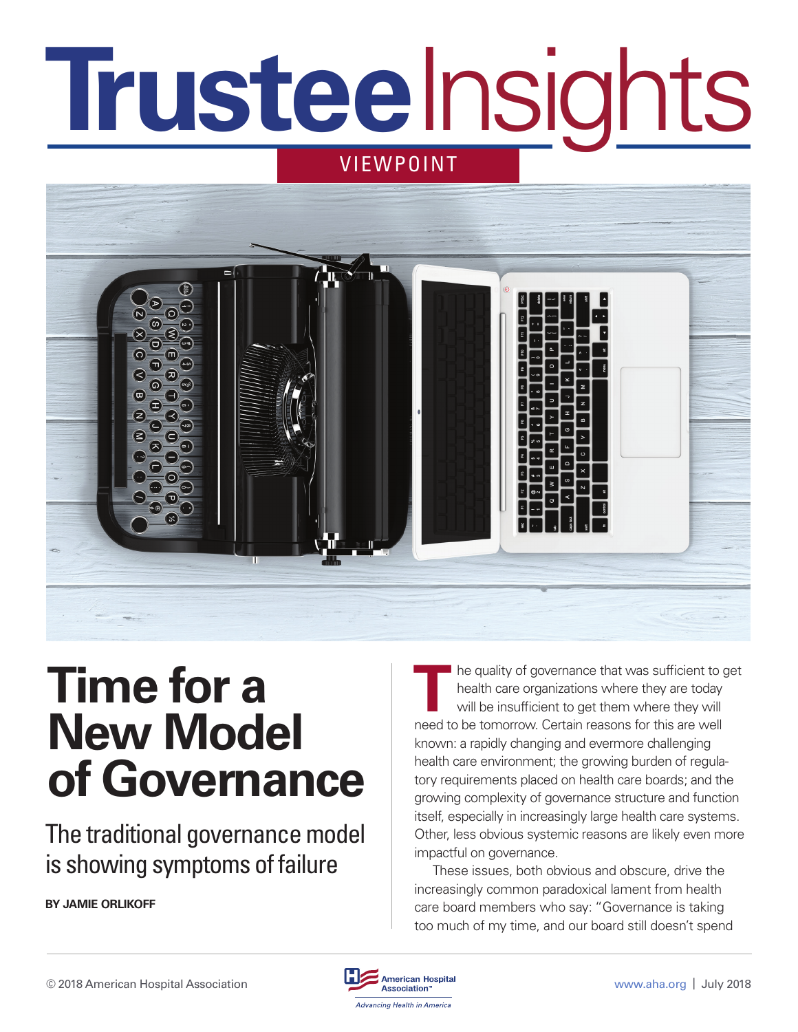# Trustee Insights

VIEWPOINT

# Time for a New Model of Governance

## The traditional governance model is showing symptoms of failure

**BY JAMIE ORLIKOFF**

The quality of governance that was sufficient to get health care organizations where they are today will be insufficient to get them where they will need to be tomorrow. Certain reasons for this are well known: a rapidly changing and evermore challenging health care environment; the growing burden of regulatory requirements placed on health care boards; and the growing complexity of governance structure and function itself, especially in increasingly large health care systems. Other, less obvious systemic reasons are likely even more impactful on governance.

These issues, both obvious and obscure, drive the increasingly common paradoxical lament from health care board members who say: "Governance is taking too much of my time, and our board still doesn't spend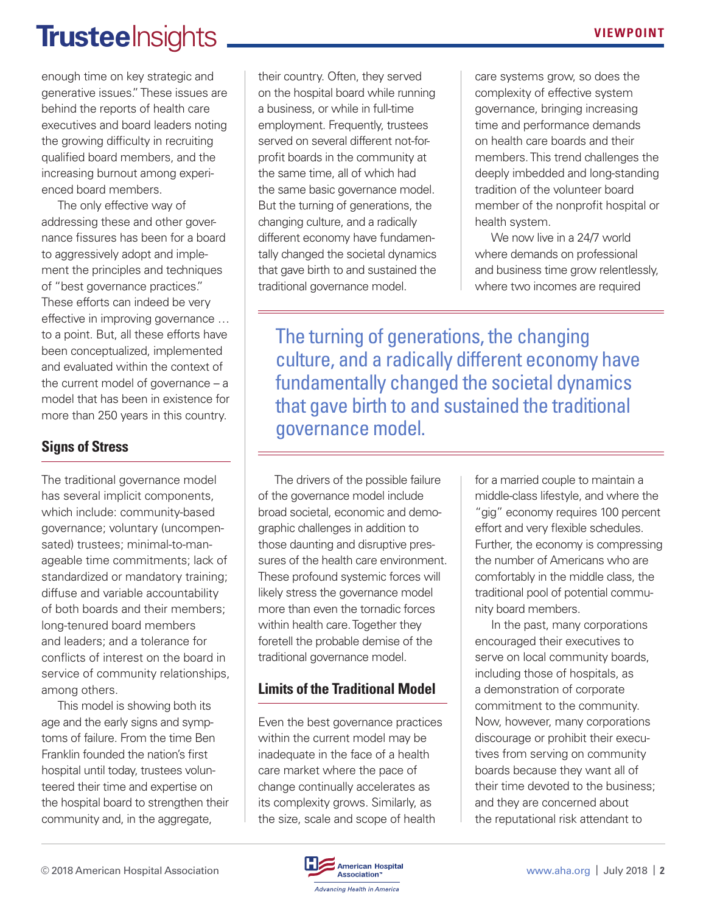enough time on key strategic and generative issues." These issues are behind the reports of health care executives and board leaders noting the growing difficulty in recruiting qualified board members, and the increasing burnout among experienced board members.

The only effective way of addressing these and other governance fissures has been for a board to aggressively adopt and implement the principles and techniques of "best governance practices." These efforts can indeed be very effective in improving governance … to a point. But, all these efforts have been conceptualized, implemented and evaluated within the context of the current model of governance – a model that has been in existence for more than 250 years in this country.

## Signs of Stress

The traditional governance model has several implicit components, which include: community-based governance; voluntary (uncompensated) trustees; minimal-to-manageable time commitments; lack of standardized or mandatory training; diffuse and variable accountability of both boards and their members; long-tenured board members and leaders; and a tolerance for conflicts of interest on the board in service of community relationships, among others.

This model is showing both its age and the early signs and symptoms of failure. From the time Ben Franklin founded the nation's first hospital until today, trustees volunteered their time and expertise on the hospital board to strengthen their community and, in the aggregate, their country. Often, they served on the hospital board while running a business, or while in full-time employment. Frequently, trustees served on several different not-for-profit boards in the community at the same time, all of which had the same basic governance model. But the turning of generations, the changing culture, and a radically different economy have fundamentally changed the societal dynamics that gave birth to and sustained the traditional governance model.

> The turning of generations, the changing culture, and a radically different economy have fundamentally changed the societal dynamics that gave birth to and sustained the traditional governance model.

The drivers of the possible failure of the governance model include broad societal, economic and demographic challenges in addition to those daunting and disruptive pressures of the health care environment. These profound systemic forces will likely stress the governance model more than even the tornadic forces within health care. Together they foretell the probable demise of the traditional governance model.

## Limits of the Traditional Model

Even the best governance practices within the current model may be inadequate in the face of a health care market where the pace of change continually accelerates as its complexity grows. Similarly, as the size, scale and scope of health care systems grow, so does the complexity of effective system governance, bringing increasing time and performance demands on health care boards and their members. This trend challenges the deeply imbedded and long-standing tradition of the volunteer board member of the nonprofit hospital or health system.

We now live in a 24/7 world where demands on professional and business time grow relentlessly, where two incomes are required for a married couple to maintain a middle-class lifestyle, and where the "gig" economy requires 100 percent effort and very flexible schedules. Further, the economy is compressing the number of Americans who are comfortably in the middle class, the traditional pool of potential community board members.

In the past, many corporations encouraged their executives to serve on local community boards, including those of hospitals, as a demonstration of corporate commitment to the community. Now, however, many corporations discourage or prohibit their executives from serving on community boards because they want all of their time devoted to the business; and they are concerned about the reputational risk attendant to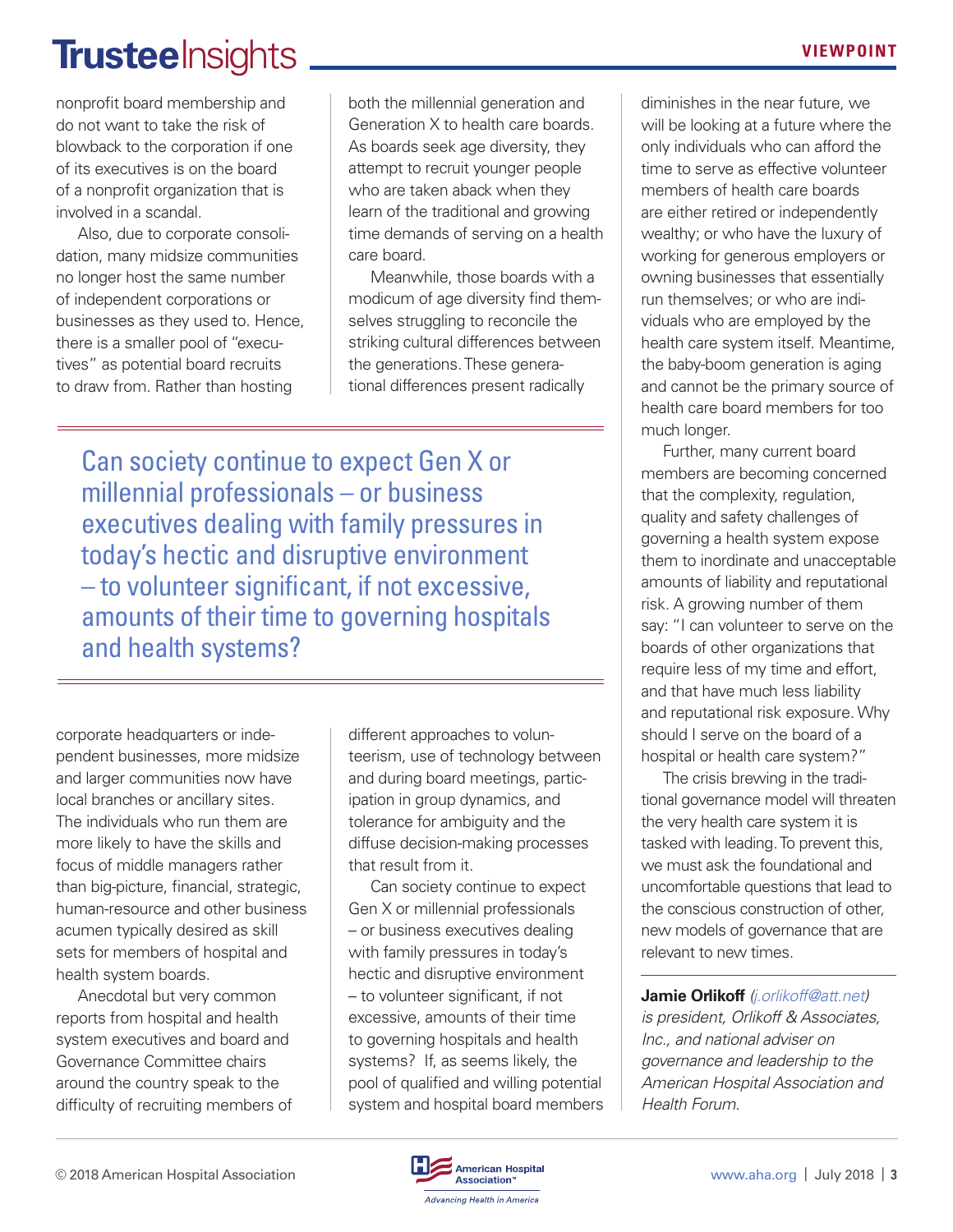nonprofit board membership and do not want to take the risk of blowback to the corporation if one of its executives is on the board of a nonprofit organization that is involved in a scandal.

Also, due to corporate consolidation, many midsize communities no longer host the same number of independent corporations or businesses as they used to. Hence, there is a smaller pool of "executives" as potential board recruits to draw from. Rather than hosting corporate headquarters or independent businesses, more midsize and larger communities now have local branches or ancillary sites. The individuals who run them are more likely to have the skills and focus of middle managers rather than big-picture, financial, strategic, human-resource and other business acumen typically desired as skill sets for members of hospital and health system boards.

Anecdotal but very common reports from hospital and health system executives and board and Governance Committee chairs around the country speak to the difficulty of recruiting members of both the millennial generation and Generation X to health care boards. As boards seek age diversity, they attempt to recruit younger people who are taken aback when they learn of the traditional and growing time demands of serving on a health care board.

Meanwhile, those boards with a modicum of age diversity find themselves struggling to reconcile the striking cultural differences between the generations. These generational differences present radically different approaches to volunteerism, use of technology between and during board meetings, participation in group dynamics, and tolerance for ambiguity and the diffuse decision-making processes that result from it.

> Can society continue to expect Gen X or millennial professionals – or business executives dealing with family pressures in today's hectic and disruptive environment – to volunteer significant, if not excessive, amounts of their time to governing hospitals and health systems?

Can society continue to expect Gen X or millennial professionals – or business executives dealing with family pressures in today's hectic and disruptive environment – to volunteer significant, if not excessive, amounts of their time to governing hospitals and health systems? If, as seems likely, the pool of qualified and willing potential system and hospital board members diminishes in the near future, we will be looking at a future where the only individuals who can afford the time to serve as effective volunteer members of health care boards are either retired or independently wealthy; or who have the luxury of working for generous employers or owning businesses that essentially run themselves; or who are individuals who are employed by the health care system itself. Meantime, the baby-boom generation is aging and cannot be the primary source of health care board members for too much longer.

Further, many current board members are becoming concerned that the complexity, regulation, quality and safety challenges of governing a health system expose them to inordinate and unacceptable amounts of liability and reputational risk. A growing number of them say: "I can volunteer to serve on the boards of other organizations that require less of my time and effort, and that have much less liability and reputational risk exposure. Why should I serve on the board of a hospital or health care system?"

The crisis brewing in the traditional governance model will threaten the very health care system it is tasked with leading. To prevent this, we must ask the foundational and uncomfortable questions that lead to the conscious construction of other, new models of governance that are relevant to new times.

---

**Jamie Orlikoff** *(j.orlikoff@att.net) is president, Orlikoff & Associates, Inc., and national adviser on governance and leadership to the American Hospital Association and Health Forum.*